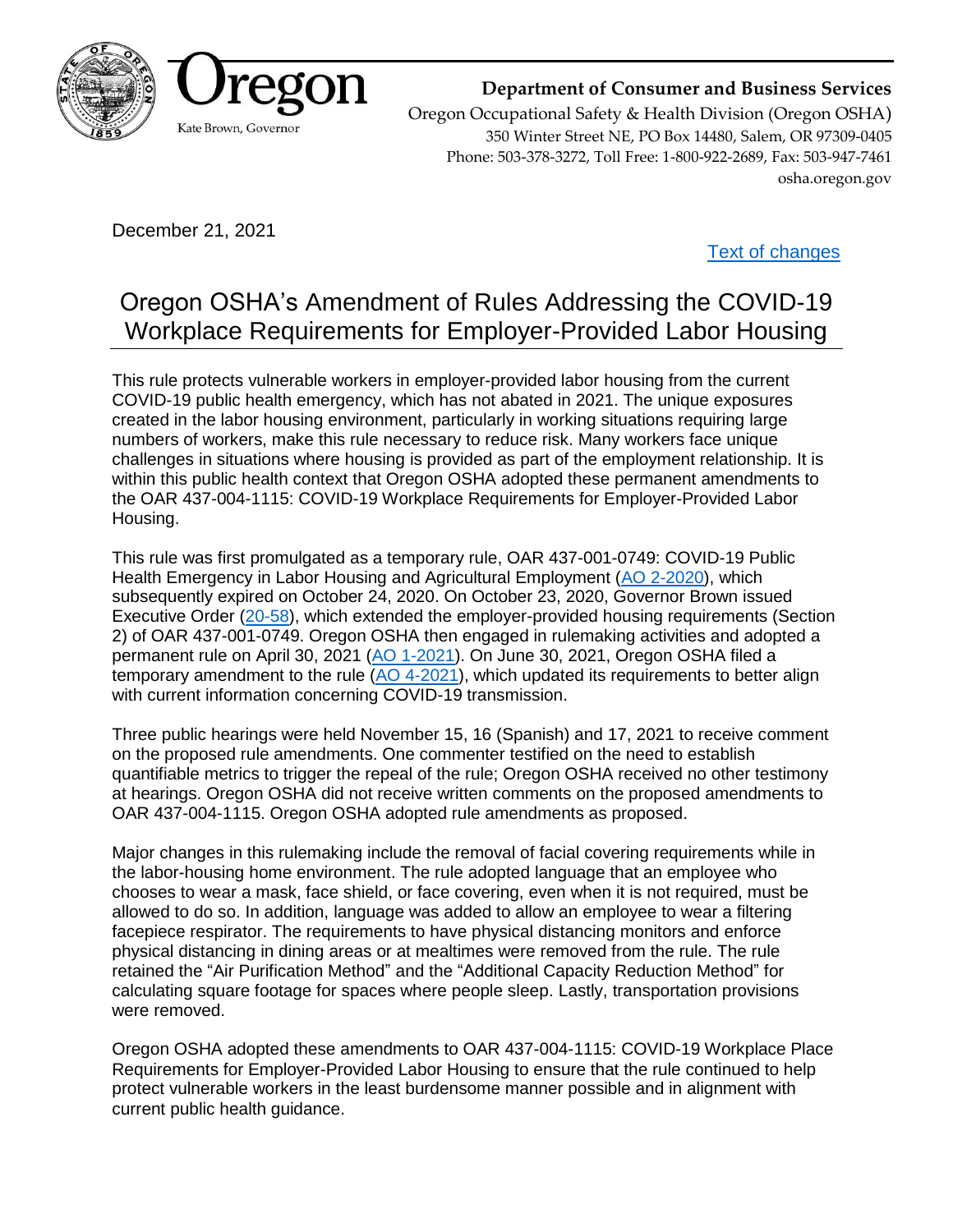Oregon

Kate Brown, Governor

**Department of Consumer and Business Services**

Oregon Occupational Safety & Health Division (Oregon OSHA)
350 Winter Street NE, PO Box 14480, Salem, OR 97309-0405
Phone: 503-378-3272, Toll Free: 1-800-922-2689, Fax: 503-947-7461
osha.oregon.gov

December 21, 2021

[Text of changes]

# Oregon OSHA's Amendment of Rules Addressing the COVID-19 Workplace Requirements for Employer-Provided Labor Housing

This rule protects vulnerable workers in employer-provided labor housing from the current COVID-19 public health emergency, which has not abated in 2021. The unique exposures created in the labor housing environment, particularly in working situations requiring large numbers of workers, make this rule necessary to reduce risk. Many workers face unique challenges in situations where housing is provided as part of the employment relationship. It is within this public health context that Oregon OSHA adopted these permanent amendments to the OAR 437-004-1115: COVID-19 Workplace Requirements for Employer-Provided Labor Housing.

This rule was first promulgated as a temporary rule, OAR 437-001-0749: COVID-19 Public Health Emergency in Labor Housing and Agricultural Employment (AO 2-2020), which subsequently expired on October 24, 2020. On October 23, 2020, Governor Brown issued Executive Order (20-58), which extended the employer-provided housing requirements (Section 2) of OAR 437-001-0749. Oregon OSHA then engaged in rulemaking activities and adopted a permanent rule on April 30, 2021 (AO 1-2021). On June 30, 2021, Oregon OSHA filed a temporary amendment to the rule (AO 4-2021), which updated its requirements to better align with current information concerning COVID-19 transmission.

Three public hearings were held November 15, 16 (Spanish) and 17, 2021 to receive comment on the proposed rule amendments. One commenter testified on the need to establish quantifiable metrics to trigger the repeal of the rule; Oregon OSHA received no other testimony at hearings. Oregon OSHA did not receive written comments on the proposed amendments to OAR 437-004-1115. Oregon OSHA adopted rule amendments as proposed.

Major changes in this rulemaking include the removal of facial covering requirements while in the labor-housing home environment. The rule adopted language that an employee who chooses to wear a mask, face shield, or face covering, even when it is not required, must be allowed to do so. In addition, language was added to allow an employee to wear a filtering facepiece respirator. The requirements to have physical distancing monitors and enforce physical distancing in dining areas or at mealtimes were removed from the rule. The rule retained the "Air Purification Method" and the "Additional Capacity Reduction Method" for calculating square footage for spaces where people sleep. Lastly, transportation provisions were removed.

Oregon OSHA adopted these amendments to OAR 437-004-1115: COVID-19 Workplace Place Requirements for Employer-Provided Labor Housing to ensure that the rule continued to help protect vulnerable workers in the least burdensome manner possible and in alignment with current public health guidance.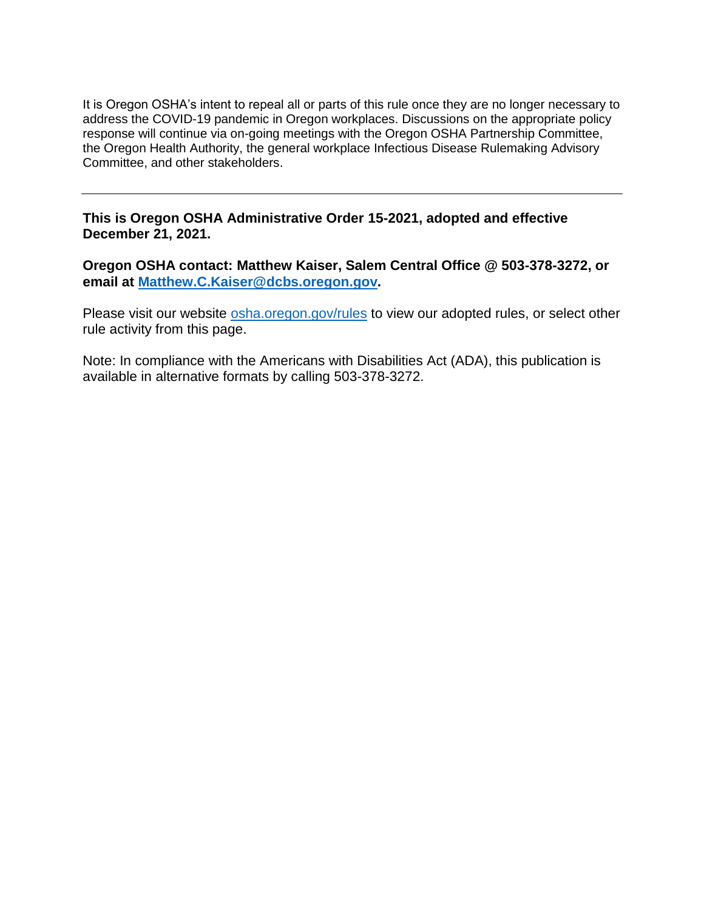It is Oregon OSHA's intent to repeal all or parts of this rule once they are no longer necessary to address the COVID-19 pandemic in Oregon workplaces. Discussions on the appropriate policy response will continue via on-going meetings with the Oregon OSHA Partnership Committee, the Oregon Health Authority, the general workplace Infectious Disease Rulemaking Advisory Committee, and other stakeholders.

---

**This is Oregon OSHA Administrative Order 15-2021, adopted and effective December 21, 2021.**

**Oregon OSHA contact: Matthew Kaiser, Salem Central Office @ 503-378-3272, or email at [Matthew.C.Kaiser@dcbs.oregon.gov](mailto:Matthew.C.Kaiser@dcbs.oregon.gov).**

Please visit our website [osha.oregon.gov/rules](osha.oregon.gov/rules) to view our adopted rules, or select other rule activity from this page.

Note: In compliance with the Americans with Disabilities Act (ADA), this publication is available in alternative formats by calling 503-378-3272.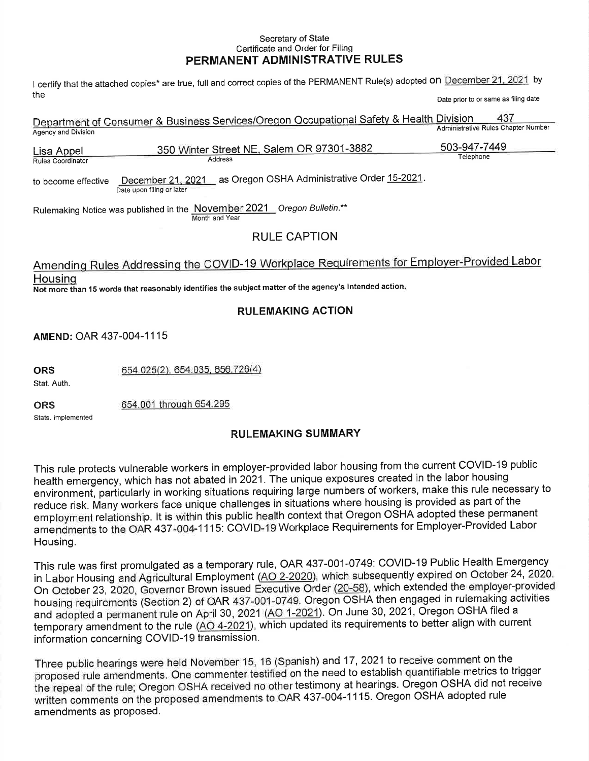Secretary of State
Certificate and Order for Filing

## PERMANENT ADMINISTRATIVE RULES

I certify that the attached copies* are true, full and correct copies of the PERMANENT Rule(s) adopted on December 21, 2021 by the

Date prior to or same as filing date

Department of Consumer & Business Services/Oregon Occupational Safety & Health Division — 437
Agency and Division — Administrative Rules Chapter Number

Lisa Appel — 350 Winter Street NE, Salem OR 97301-3882 — 503-947-7449
Rules Coordinator — Address — Telephone

to become effective December 21, 2021 as Oregon OSHA Administrative Order 15-2021.
Date upon filing or later

Rulemaking Notice was published in the November 2021 *Oregon Bulletin*.**
Month and Year

### RULE CAPTION

Amending Rules Addressing the COVID-19 Workplace Requirements for Employer-Provided Labor Housing

**Not more than 15 words that reasonably identifies the subject matter of the agency's intended action.**

### RULEMAKING ACTION

**AMEND:** OAR 437-004-1115

**ORS** 654.025(2), 654.035, 656.726(4)
Stat. Auth.

**ORS** 654.001 through 654.295
Stats. Implemented

### RULEMAKING SUMMARY

This rule protects vulnerable workers in employer-provided labor housing from the current COVID-19 public health emergency, which has not abated in 2021. The unique exposures created in the labor housing environment, particularly in working situations requiring large numbers of workers, make this rule necessary to reduce risk. Many workers face unique challenges in situations where housing is provided as part of the employment relationship. It is within this public health context that Oregon OSHA adopted these permanent amendments to the OAR 437-004-1115: COVID-19 Workplace Requirements for Employer-Provided Labor Housing.

This rule was first promulgated as a temporary rule, OAR 437-001-0749: COVID-19 Public Health Emergency in Labor Housing and Agricultural Employment (AO 2-2020), which subsequently expired on October 24, 2020. On October 23, 2020, Governor Brown issued Executive Order (20-58), which extended the employer-provided housing requirements (Section 2) of OAR 437-001-0749. Oregon OSHA then engaged in rulemaking activities and adopted a permanent rule on April 30, 2021 (AO 1-2021). On June 30, 2021, Oregon OSHA filed a temporary amendment to the rule (AO 4-2021), which updated its requirements to better align with current information concerning COVID-19 transmission.

Three public hearings were held November 15, 16 (Spanish) and 17, 2021 to receive comment on the proposed rule amendments. One commenter testified on the need to establish quantifiable metrics to trigger the repeal of the rule; Oregon OSHA received no other testimony at hearings. Oregon OSHA did not receive written comments on the proposed amendments to OAR 437-004-1115. Oregon OSHA adopted rule amendments as proposed.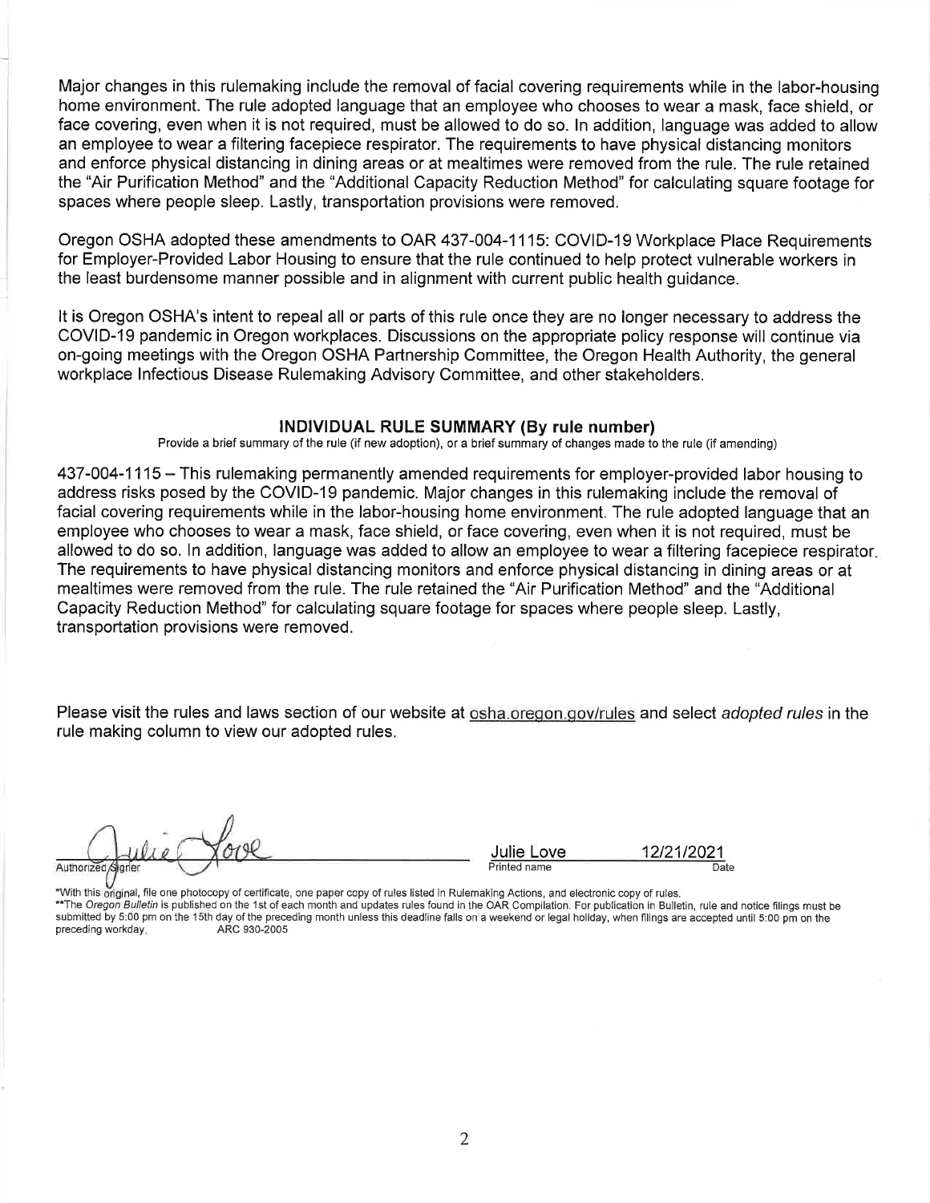Major changes in this rulemaking include the removal of facial covering requirements while in the labor-housing home environment. The rule adopted language that an employee who chooses to wear a mask, face shield, or face covering, even when it is not required, must be allowed to do so. In addition, language was added to allow an employee to wear a filtering facepiece respirator. The requirements to have physical distancing monitors and enforce physical distancing in dining areas or at mealtimes were removed from the rule. The rule retained the "Air Purification Method" and the "Additional Capacity Reduction Method" for calculating square footage for spaces where people sleep. Lastly, transportation provisions were removed.

Oregon OSHA adopted these amendments to OAR 437-004-1115: COVID-19 Workplace Place Requirements for Employer-Provided Labor Housing to ensure that the rule continued to help protect vulnerable workers in the least burdensome manner possible and in alignment with current public health guidance.

It is Oregon OSHA's intent to repeal all or parts of this rule once they are no longer necessary to address the COVID-19 pandemic in Oregon workplaces. Discussions on the appropriate policy response will continue via on-going meetings with the Oregon OSHA Partnership Committee, the Oregon Health Authority, the general workplace Infectious Disease Rulemaking Advisory Committee, and other stakeholders.

### INDIVIDUAL RULE SUMMARY (By rule number)

Provide a brief summary of the rule (if new adoption), or a brief summary of changes made to the rule (if amending)

437-004-1115 – This rulemaking permanently amended requirements for employer-provided labor housing to address risks posed by the COVID-19 pandemic. Major changes in this rulemaking include the removal of facial covering requirements while in the labor-housing home environment. The rule adopted language that an employee who chooses to wear a mask, face shield, or face covering, even when it is not required, must be allowed to do so. In addition, language was added to allow an employee to wear a filtering facepiece respirator. The requirements to have physical distancing monitors and enforce physical distancing in dining areas or at mealtimes were removed from the rule. The rule retained the "Air Purification Method" and the "Additional Capacity Reduction Method" for calculating square footage for spaces where people sleep. Lastly, transportation provisions were removed.

Please visit the rules and laws section of our website at osha.oregon.gov/rules and select *adopted rules* in the rule making column to view our adopted rules.

Julie Love (signature)
Authorized Signer

Julie Love
Printed name

12/21/2021
Date

*With this original, file one photocopy of certificate, one paper copy of rules listed in Rulemaking Actions, and electronic copy of rules.
**The *Oregon Bulletin* is published on the 1st of each month and updates rules found in the OAR Compilation. For publication in Bulletin, rule and notice filings must be submitted by 5:00 pm on the 15th day of the preceding month unless this deadline falls on a weekend or legal holiday, when filings are accepted until 5:00 pm on the preceding workday. ARC 930-2005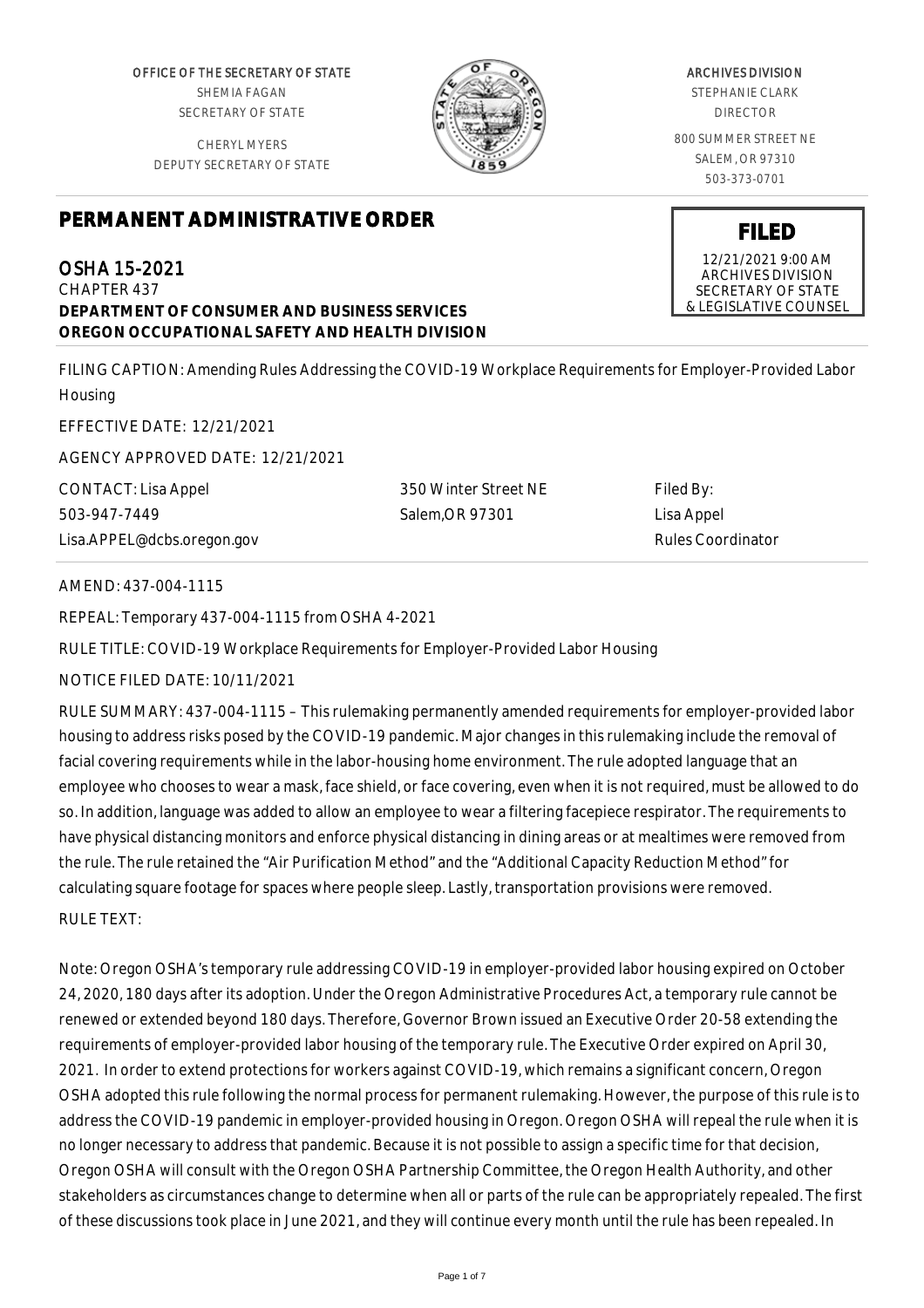OFFICE OF THE SECRETARY OF STATE
SHEMIA FAGAN
SECRETARY OF STATE

CHERYL MYERS
DEPUTY SECRETARY OF STATE

ARCHIVES DIVISION
STEPHANIE CLARK
DIRECTOR

800 SUMMER STREET NE
SALEM, OR 97310
503-373-0701

**FILED**
12/21/2021 9:00 AM
ARCHIVES DIVISION
SECRETARY OF STATE
& LEGISLATIVE COUNSEL

# PERMANENT ADMINISTRATIVE ORDER

## OSHA 15-2021

CHAPTER 437

**DEPARTMENT OF CONSUMER AND BUSINESS SERVICES**
**OREGON OCCUPATIONAL SAFETY AND HEALTH DIVISION**

FILING CAPTION: Amending Rules Addressing the COVID-19 Workplace Requirements for Employer-Provided Labor Housing

EFFECTIVE DATE: 12/21/2021

AGENCY APPROVED DATE: 12/21/2021

CONTACT: Lisa Appel
503-947-7449
Lisa.APPEL@dcbs.oregon.gov

350 Winter Street NE
Salem,OR 97301

Filed By:
Lisa Appel
Rules Coordinator

AMEND: 437-004-1115

REPEAL: Temporary 437-004-1115 from OSHA 4-2021

RULE TITLE: COVID-19 Workplace Requirements for Employer-Provided Labor Housing

NOTICE FILED DATE: 10/11/2021

RULE SUMMARY: 437-004-1115 – This rulemaking permanently amended requirements for employer-provided labor housing to address risks posed by the COVID-19 pandemic. Major changes in this rulemaking include the removal of facial covering requirements while in the labor-housing home environment. The rule adopted language that an employee who chooses to wear a mask, face shield, or face covering, even when it is not required, must be allowed to do so. In addition, language was added to allow an employee to wear a filtering facepiece respirator. The requirements to have physical distancing monitors and enforce physical distancing in dining areas or at mealtimes were removed from the rule. The rule retained the "Air Purification Method" and the "Additional Capacity Reduction Method" for calculating square footage for spaces where people sleep. Lastly, transportation provisions were removed.

RULE TEXT:

Note: Oregon OSHA's temporary rule addressing COVID-19 in employer-provided labor housing expired on October 24, 2020, 180 days after its adoption. Under the Oregon Administrative Procedures Act, a temporary rule cannot be renewed or extended beyond 180 days. Therefore, Governor Brown issued an Executive Order 20-58 extending the requirements of employer-provided labor housing of the temporary rule. The Executive Order expired on April 30, 2021. In order to extend protections for workers against COVID-19, which remains a significant concern, Oregon OSHA adopted this rule following the normal process for permanent rulemaking. However, the purpose of this rule is to address the COVID-19 pandemic in employer-provided housing in Oregon. Oregon OSHA will repeal the rule when it is no longer necessary to address that pandemic. Because it is not possible to assign a specific time for that decision, Oregon OSHA will consult with the Oregon OSHA Partnership Committee, the Oregon Health Authority, and other stakeholders as circumstances change to determine when all or parts of the rule can be appropriately repealed. The first of these discussions took place in June 2021, and they will continue every month until the rule has been repealed. In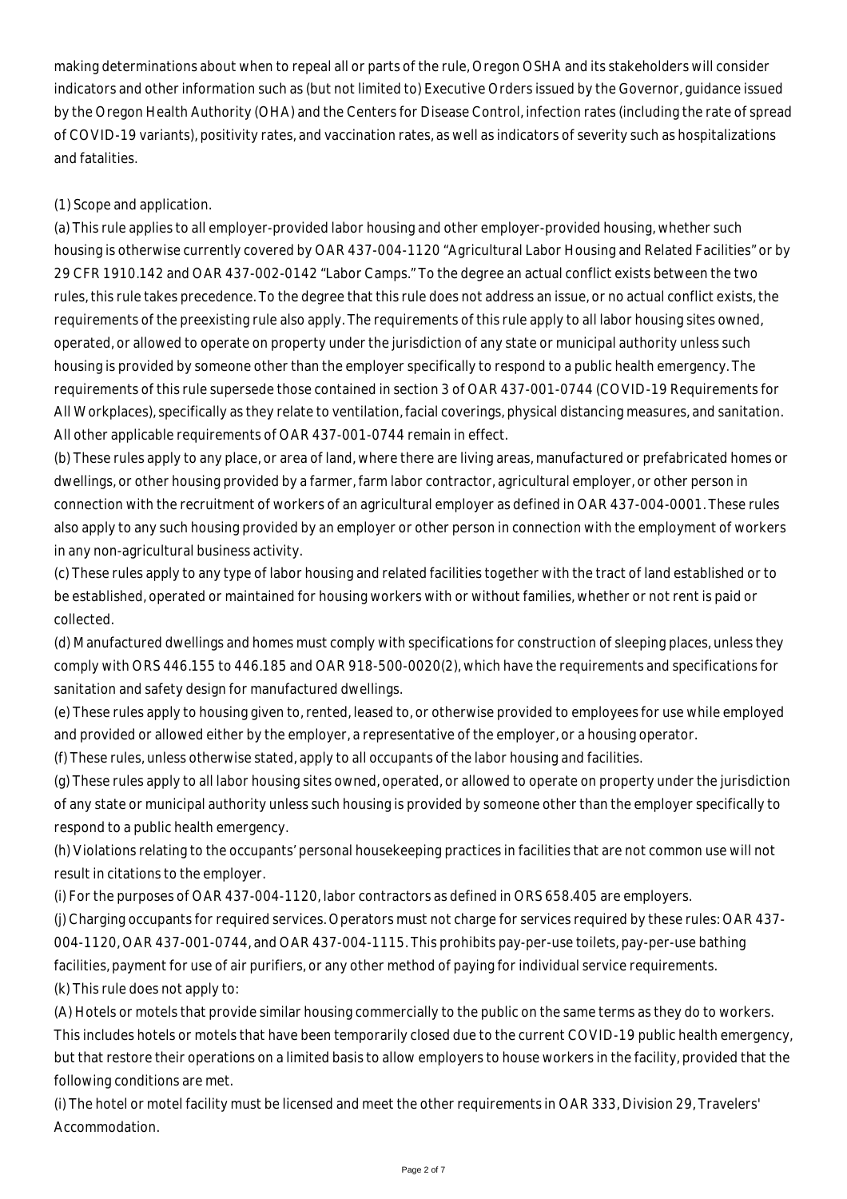making determinations about when to repeal all or parts of the rule, Oregon OSHA and its stakeholders will consider indicators and other information such as (but not limited to) Executive Orders issued by the Governor, guidance issued by the Oregon Health Authority (OHA) and the Centers for Disease Control, infection rates (including the rate of spread of COVID-19 variants), positivity rates, and vaccination rates, as well as indicators of severity such as hospitalizations and fatalities.

(1) Scope and application.

(a) This rule applies to all employer-provided labor housing and other employer-provided housing, whether such housing is otherwise currently covered by OAR 437-004-1120 "Agricultural Labor Housing and Related Facilities" or by 29 CFR 1910.142 and OAR 437-002-0142 "Labor Camps." To the degree an actual conflict exists between the two rules, this rule takes precedence. To the degree that this rule does not address an issue, or no actual conflict exists, the requirements of the preexisting rule also apply. The requirements of this rule apply to all labor housing sites owned, operated, or allowed to operate on property under the jurisdiction of any state or municipal authority unless such housing is provided by someone other than the employer specifically to respond to a public health emergency. The requirements of this rule supersede those contained in section 3 of OAR 437-001-0744 (COVID-19 Requirements for All Workplaces), specifically as they relate to ventilation, facial coverings, physical distancing measures, and sanitation. All other applicable requirements of OAR 437-001-0744 remain in effect.

(b) These rules apply to any place, or area of land, where there are living areas, manufactured or prefabricated homes or dwellings, or other housing provided by a farmer, farm labor contractor, agricultural employer, or other person in connection with the recruitment of workers of an agricultural employer as defined in OAR 437-004-0001. These rules also apply to any such housing provided by an employer or other person in connection with the employment of workers in any non-agricultural business activity.

(c) These rules apply to any type of labor housing and related facilities together with the tract of land established or to be established, operated or maintained for housing workers with or without families, whether or not rent is paid or collected.

(d) Manufactured dwellings and homes must comply with specifications for construction of sleeping places, unless they comply with ORS 446.155 to 446.185 and OAR 918-500-0020(2), which have the requirements and specifications for sanitation and safety design for manufactured dwellings.

(e) These rules apply to housing given to, rented, leased to, or otherwise provided to employees for use while employed and provided or allowed either by the employer, a representative of the employer, or a housing operator.

(f) These rules, unless otherwise stated, apply to all occupants of the labor housing and facilities.

(g) These rules apply to all labor housing sites owned, operated, or allowed to operate on property under the jurisdiction of any state or municipal authority unless such housing is provided by someone other than the employer specifically to respond to a public health emergency.

(h) Violations relating to the occupants' personal housekeeping practices in facilities that are not common use will not result in citations to the employer.

(i) For the purposes of OAR 437-004-1120, labor contractors as defined in ORS 658.405 are employers.

(j) Charging occupants for required services. Operators must not charge for services required by these rules: OAR 437-004-1120, OAR 437-001-0744, and OAR 437-004-1115. This prohibits pay-per-use toilets, pay-per-use bathing facilities, payment for use of air purifiers, or any other method of paying for individual service requirements.

(k) This rule does not apply to:

(A) Hotels or motels that provide similar housing commercially to the public on the same terms as they do to workers. This includes hotels or motels that have been temporarily closed due to the current COVID-19 public health emergency, but that restore their operations on a limited basis to allow employers to house workers in the facility, provided that the following conditions are met.

(i) The hotel or motel facility must be licensed and meet the other requirements in OAR 333, Division 29, Travelers' Accommodation.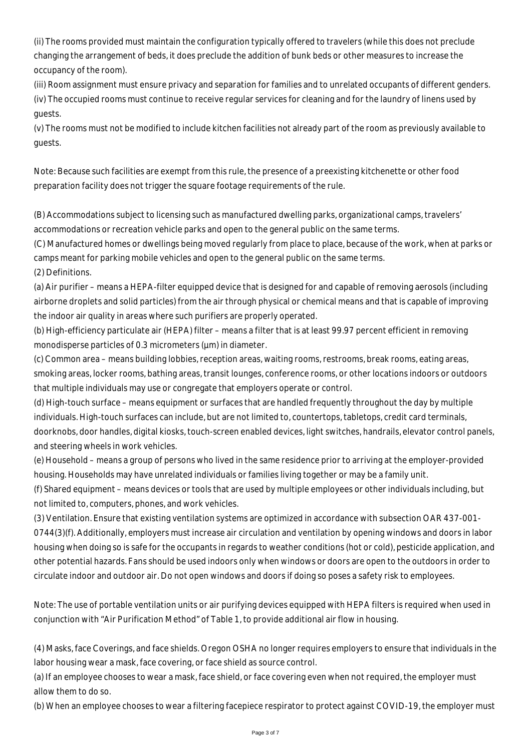(ii) The rooms provided must maintain the configuration typically offered to travelers (while this does not preclude changing the arrangement of beds, it does preclude the addition of bunk beds or other measures to increase the occupancy of the room).

(iii) Room assignment must ensure privacy and separation for families and to unrelated occupants of different genders.

(iv) The occupied rooms must continue to receive regular services for cleaning and for the laundry of linens used by guests.

(v) The rooms must not be modified to include kitchen facilities not already part of the room as previously available to guests.

Note: Because such facilities are exempt from this rule, the presence of a preexisting kitchenette or other food preparation facility does not trigger the square footage requirements of the rule.

(B) Accommodations subject to licensing such as manufactured dwelling parks, organizational camps, travelers' accommodations or recreation vehicle parks and open to the general public on the same terms.

(C) Manufactured homes or dwellings being moved regularly from place to place, because of the work, when at parks or camps meant for parking mobile vehicles and open to the general public on the same terms.

(2) Definitions.

(a) Air purifier – means a HEPA-filter equipped device that is designed for and capable of removing aerosols (including airborne droplets and solid particles) from the air through physical or chemical means and that is capable of improving the indoor air quality in areas where such purifiers are properly operated.

(b) High-efficiency particulate air (HEPA) filter – means a filter that is at least 99.97 percent efficient in removing monodisperse particles of 0.3 micrometers (µm) in diameter.

(c) Common area – means building lobbies, reception areas, waiting rooms, restrooms, break rooms, eating areas, smoking areas, locker rooms, bathing areas, transit lounges, conference rooms, or other locations indoors or outdoors that multiple individuals may use or congregate that employers operate or control.

(d) High-touch surface – means equipment or surfaces that are handled frequently throughout the day by multiple individuals. High-touch surfaces can include, but are not limited to, countertops, tabletops, credit card terminals, doorknobs, door handles, digital kiosks, touch-screen enabled devices, light switches, handrails, elevator control panels, and steering wheels in work vehicles.

(e) Household – means a group of persons who lived in the same residence prior to arriving at the employer-provided housing. Households may have unrelated individuals or families living together or may be a family unit.

(f) Shared equipment – means devices or tools that are used by multiple employees or other individuals including, but not limited to, computers, phones, and work vehicles.

(3) Ventilation. Ensure that existing ventilation systems are optimized in accordance with subsection OAR 437-001-0744(3)(f). Additionally, employers must increase air circulation and ventilation by opening windows and doors in labor housing when doing so is safe for the occupants in regards to weather conditions (hot or cold), pesticide application, and other potential hazards. Fans should be used indoors only when windows or doors are open to the outdoors in order to circulate indoor and outdoor air. Do not open windows and doors if doing so poses a safety risk to employees.

Note: The use of portable ventilation units or air purifying devices equipped with HEPA filters is required when used in conjunction with "Air Purification Method" of Table 1, to provide additional air flow in housing.

(4) Masks, face Coverings, and face shields. Oregon OSHA no longer requires employers to ensure that individuals in the labor housing wear a mask, face covering, or face shield as source control.

(a) If an employee chooses to wear a mask, face shield, or face covering even when not required, the employer must allow them to do so.

(b) When an employee chooses to wear a filtering facepiece respirator to protect against COVID-19, the employer must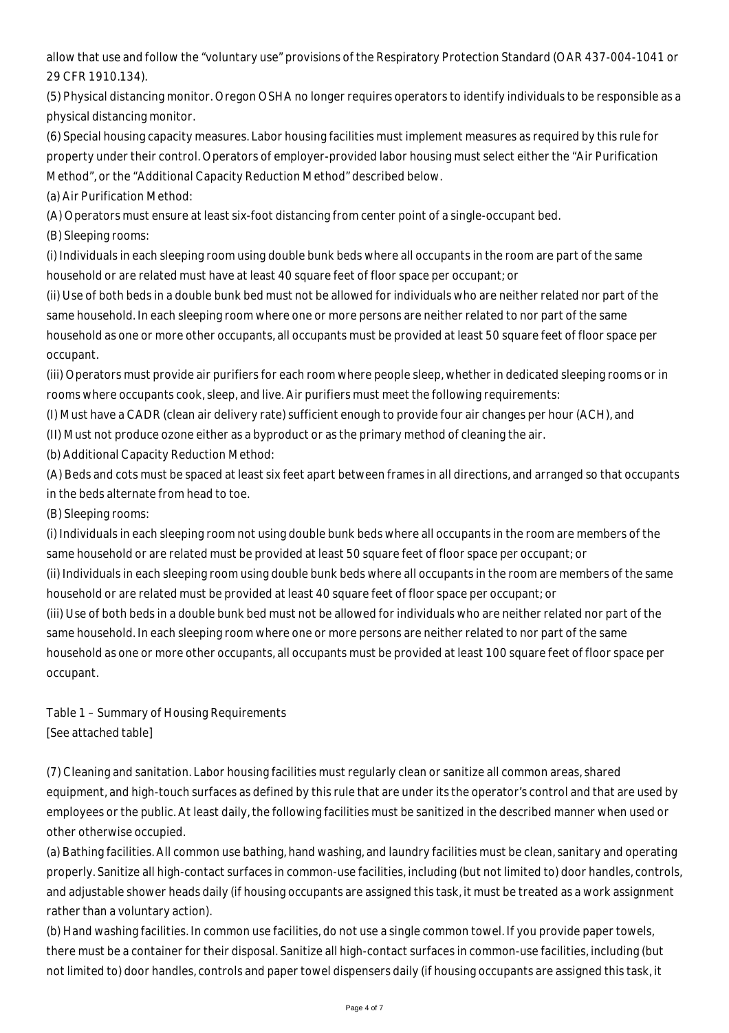allow that use and follow the "voluntary use" provisions of the Respiratory Protection Standard (OAR 437-004-1041 or 29 CFR 1910.134).

(5) Physical distancing monitor. Oregon OSHA no longer requires operators to identify individuals to be responsible as a physical distancing monitor.

(6) Special housing capacity measures. Labor housing facilities must implement measures as required by this rule for property under their control. Operators of employer-provided labor housing must select either the "Air Purification Method", or the "Additional Capacity Reduction Method" described below.

(a) Air Purification Method:

(A) Operators must ensure at least six-foot distancing from center point of a single-occupant bed.

(B) Sleeping rooms:

(i) Individuals in each sleeping room using double bunk beds where all occupants in the room are part of the same household or are related must have at least 40 square feet of floor space per occupant; or

(ii) Use of both beds in a double bunk bed must not be allowed for individuals who are neither related nor part of the same household. In each sleeping room where one or more persons are neither related to nor part of the same household as one or more other occupants, all occupants must be provided at least 50 square feet of floor space per occupant.

(iii) Operators must provide air purifiers for each room where people sleep, whether in dedicated sleeping rooms or in rooms where occupants cook, sleep, and live. Air purifiers must meet the following requirements:

(I) Must have a CADR (clean air delivery rate) sufficient enough to provide four air changes per hour (ACH), and

(II) Must not produce ozone either as a byproduct or as the primary method of cleaning the air.

(b) Additional Capacity Reduction Method:

(A) Beds and cots must be spaced at least six feet apart between frames in all directions, and arranged so that occupants in the beds alternate from head to toe.

(B) Sleeping rooms:

(i) Individuals in each sleeping room not using double bunk beds where all occupants in the room are members of the same household or are related must be provided at least 50 square feet of floor space per occupant; or

(ii) Individuals in each sleeping room using double bunk beds where all occupants in the room are members of the same household or are related must be provided at least 40 square feet of floor space per occupant; or

(iii) Use of both beds in a double bunk bed must not be allowed for individuals who are neither related nor part of the same household. In each sleeping room where one or more persons are neither related to nor part of the same household as one or more other occupants, all occupants must be provided at least 100 square feet of floor space per occupant.

Table 1 – Summary of Housing Requirements
[See attached table]

(7) Cleaning and sanitation. Labor housing facilities must regularly clean or sanitize all common areas, shared equipment, and high-touch surfaces as defined by this rule that are under its the operator's control and that are used by employees or the public. At least daily, the following facilities must be sanitized in the described manner when used or other otherwise occupied.

(a) Bathing facilities. All common use bathing, hand washing, and laundry facilities must be clean, sanitary and operating properly. Sanitize all high-contact surfaces in common-use facilities, including (but not limited to) door handles, controls, and adjustable shower heads daily (if housing occupants are assigned this task, it must be treated as a work assignment rather than a voluntary action).

(b) Hand washing facilities. In common use facilities, do not use a single common towel. If you provide paper towels, there must be a container for their disposal. Sanitize all high-contact surfaces in common-use facilities, including (but not limited to) door handles, controls and paper towel dispensers daily (if housing occupants are assigned this task, it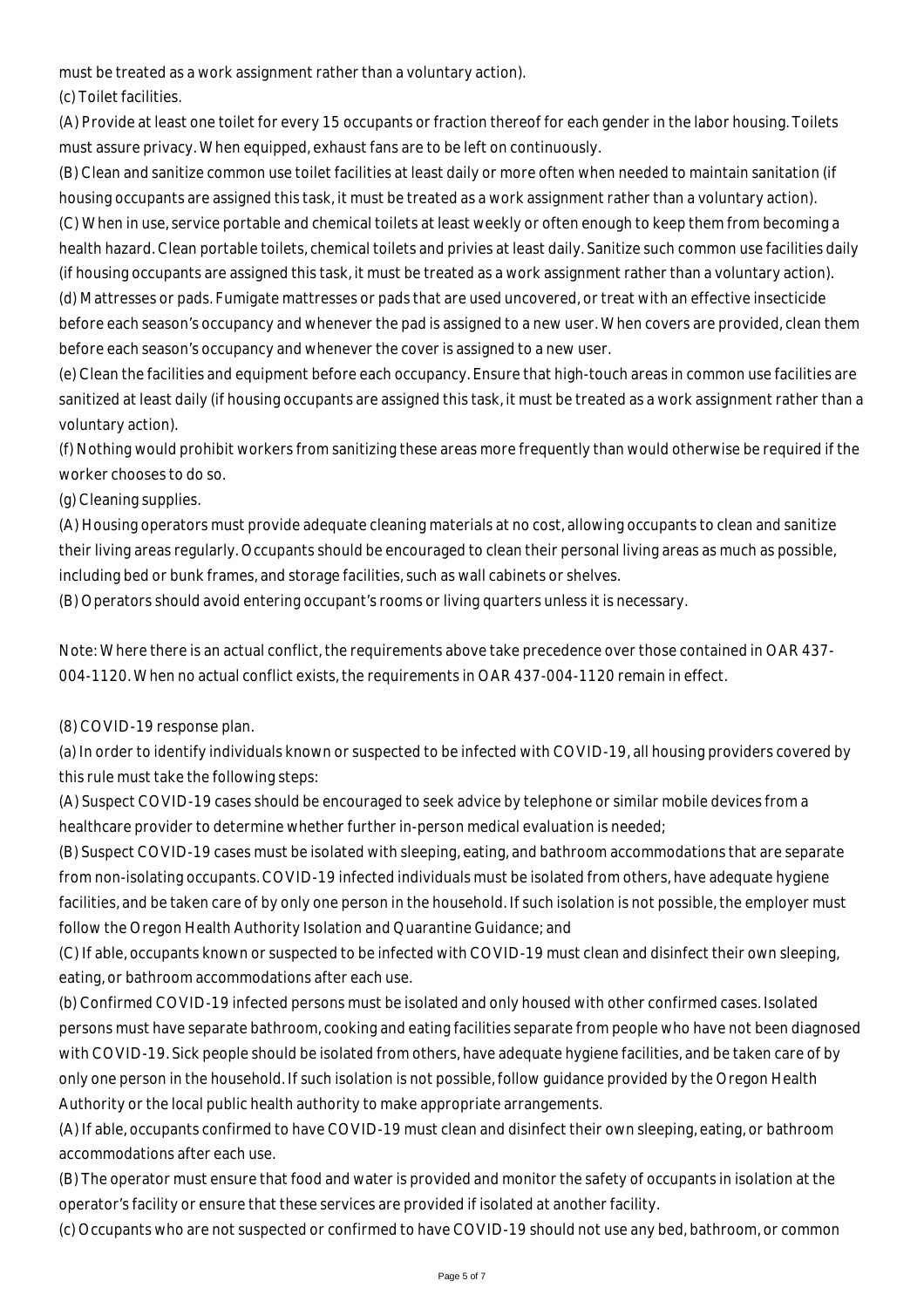must be treated as a work assignment rather than a voluntary action).

(c) Toilet facilities.

(A) Provide at least one toilet for every 15 occupants or fraction thereof for each gender in the labor housing. Toilets must assure privacy. When equipped, exhaust fans are to be left on continuously.

(B) Clean and sanitize common use toilet facilities at least daily or more often when needed to maintain sanitation (if housing occupants are assigned this task, it must be treated as a work assignment rather than a voluntary action).

(C) When in use, service portable and chemical toilets at least weekly or often enough to keep them from becoming a health hazard. Clean portable toilets, chemical toilets and privies at least daily. Sanitize such common use facilities daily (if housing occupants are assigned this task, it must be treated as a work assignment rather than a voluntary action).

(d) Mattresses or pads. Fumigate mattresses or pads that are used uncovered, or treat with an effective insecticide before each season's occupancy and whenever the pad is assigned to a new user. When covers are provided, clean them before each season's occupancy and whenever the cover is assigned to a new user.

(e) Clean the facilities and equipment before each occupancy. Ensure that high-touch areas in common use facilities are sanitized at least daily (if housing occupants are assigned this task, it must be treated as a work assignment rather than a voluntary action).

(f) Nothing would prohibit workers from sanitizing these areas more frequently than would otherwise be required if the worker chooses to do so.

(g) Cleaning supplies.

(A) Housing operators must provide adequate cleaning materials at no cost, allowing occupants to clean and sanitize their living areas regularly. Occupants should be encouraged to clean their personal living areas as much as possible, including bed or bunk frames, and storage facilities, such as wall cabinets or shelves.

(B) Operators should avoid entering occupant's rooms or living quarters unless it is necessary.

Note: Where there is an actual conflict, the requirements above take precedence over those contained in OAR 437-004-1120. When no actual conflict exists, the requirements in OAR 437-004-1120 remain in effect.

(8) COVID-19 response plan.

(a) In order to identify individuals known or suspected to be infected with COVID-19, all housing providers covered by this rule must take the following steps:

(A) Suspect COVID-19 cases should be encouraged to seek advice by telephone or similar mobile devices from a healthcare provider to determine whether further in-person medical evaluation is needed;

(B) Suspect COVID-19 cases must be isolated with sleeping, eating, and bathroom accommodations that are separate from non-isolating occupants. COVID-19 infected individuals must be isolated from others, have adequate hygiene facilities, and be taken care of by only one person in the household. If such isolation is not possible, the employer must follow the Oregon Health Authority Isolation and Quarantine Guidance; and

(C) If able, occupants known or suspected to be infected with COVID-19 must clean and disinfect their own sleeping, eating, or bathroom accommodations after each use.

(b) Confirmed COVID-19 infected persons must be isolated and only housed with other confirmed cases. Isolated persons must have separate bathroom, cooking and eating facilities separate from people who have not been diagnosed with COVID-19. Sick people should be isolated from others, have adequate hygiene facilities, and be taken care of by only one person in the household. If such isolation is not possible, follow guidance provided by the Oregon Health Authority or the local public health authority to make appropriate arrangements.

(A) If able, occupants confirmed to have COVID-19 must clean and disinfect their own sleeping, eating, or bathroom accommodations after each use.

(B) The operator must ensure that food and water is provided and monitor the safety of occupants in isolation at the operator's facility or ensure that these services are provided if isolated at another facility.

(c) Occupants who are not suspected or confirmed to have COVID-19 should not use any bed, bathroom, or common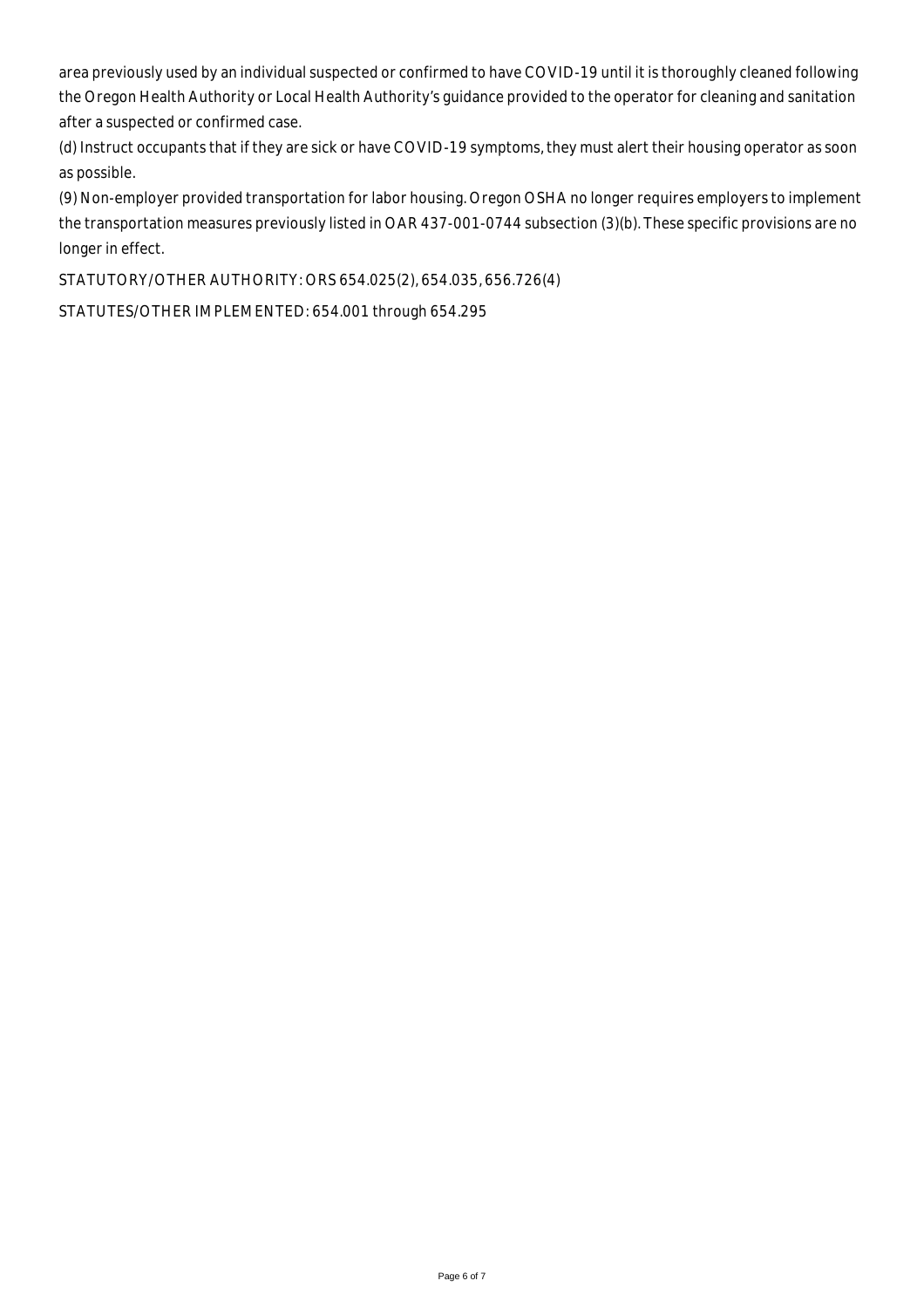area previously used by an individual suspected or confirmed to have COVID-19 until it is thoroughly cleaned following the Oregon Health Authority or Local Health Authority's guidance provided to the operator for cleaning and sanitation after a suspected or confirmed case.

(d) Instruct occupants that if they are sick or have COVID-19 symptoms, they must alert their housing operator as soon as possible.

(9) Non-employer provided transportation for labor housing. Oregon OSHA no longer requires employers to implement the transportation measures previously listed in OAR 437-001-0744 subsection (3)(b). These specific provisions are no longer in effect.

STATUTORY/OTHER AUTHORITY: ORS 654.025(2), 654.035, 656.726(4)

STATUTES/OTHER IMPLEMENTED: 654.001 through 654.295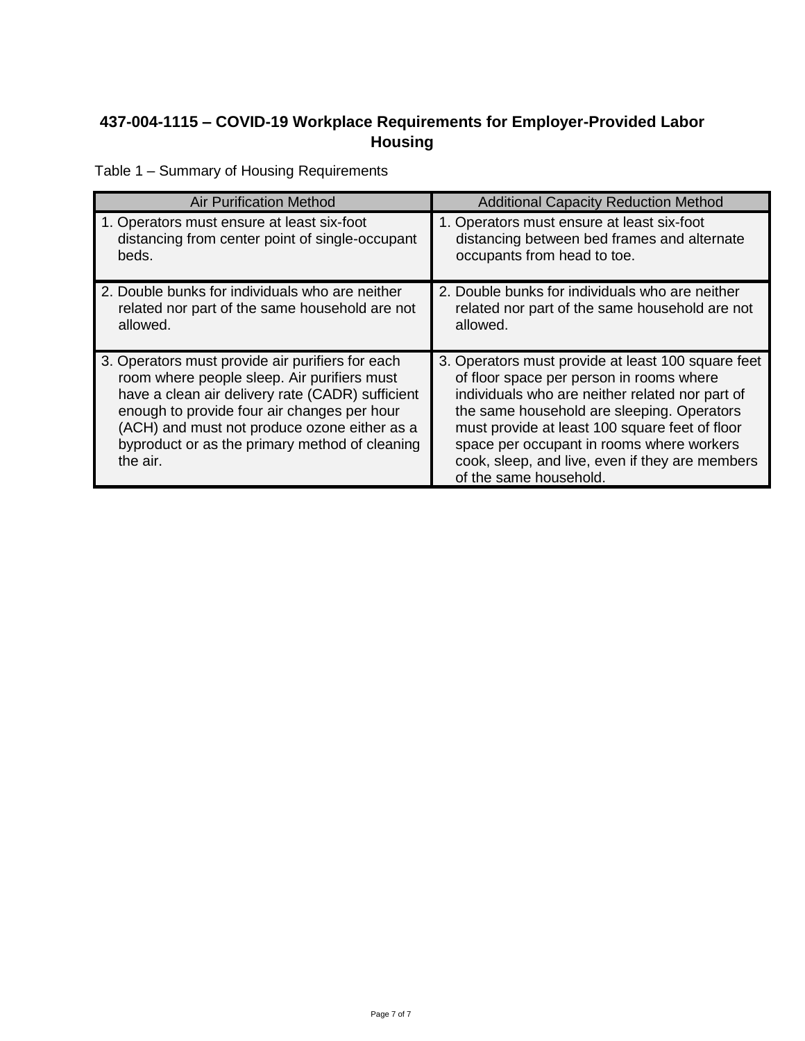## 437-004-1115 – COVID-19 Workplace Requirements for Employer-Provided Labor Housing

Table 1 – Summary of Housing Requirements

| Air Purification Method | Additional Capacity Reduction Method |
| --- | --- |
| 1. Operators must ensure at least six-foot distancing from center point of single-occupant beds. | 1. Operators must ensure at least six-foot distancing between bed frames and alternate occupants from head to toe. |
| 2. Double bunks for individuals who are neither related nor part of the same household are not allowed. | 2. Double bunks for individuals who are neither related nor part of the same household are not allowed. |
| 3. Operators must provide air purifiers for each room where people sleep. Air purifiers must have a clean air delivery rate (CADR) sufficient enough to provide four air changes per hour (ACH) and must not produce ozone either as a byproduct or as the primary method of cleaning the air. | 3. Operators must provide at least 100 square feet of floor space per person in rooms where individuals who are neither related nor part of the same household are sleeping. Operators must provide at least 100 square feet of floor space per occupant in rooms where workers cook, sleep, and live, even if they are members of the same household. |